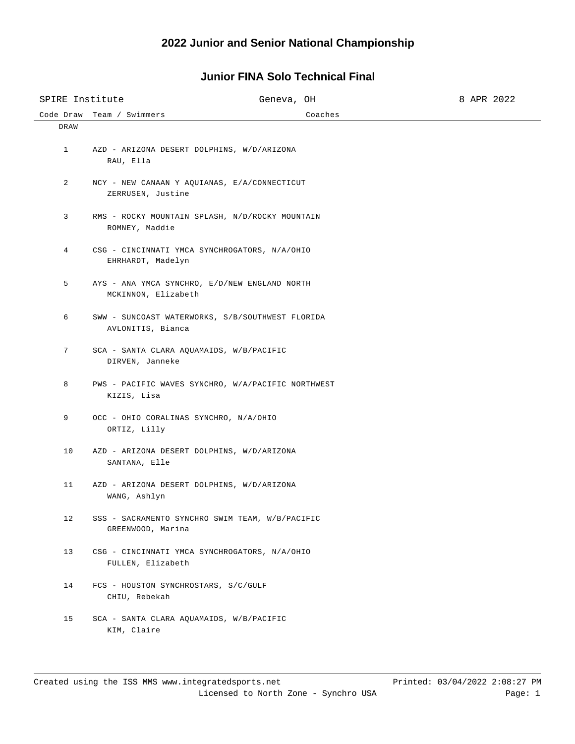# 2022 Junior and Senior National Championship

## Junior FINA Solo Technical Final

SPIRE Institute | Geneva, OH | 8 APR 2022

| Code Draw | Team / Swimmers | Coaches |
|---|---|---|
| DRAW | | |
| 1 | AZD - ARIZONA DESERT DOLPHINS, W/D/ARIZONA<br>RAU, Ella | |
| 2 | NCY - NEW CANAAN Y AQUIANAS, E/A/CONNECTICUT<br>ZERRUSEN, Justine | |
| 3 | RMS - ROCKY MOUNTAIN SPLASH, N/D/ROCKY MOUNTAIN<br>ROMNEY, Maddie | |
| 4 | CSG - CINCINNATI YMCA SYNCHROGATORS, N/A/OHIO<br>EHRHARDT, Madelyn | |
| 5 | AYS - ANA YMCA SYNCHRO, E/D/NEW ENGLAND NORTH<br>MCKINNON, Elizabeth | |
| 6 | SWW - SUNCOAST WATERWORKS, S/B/SOUTHWEST FLORIDA<br>AVLONITIS, Bianca | |
| 7 | SCA - SANTA CLARA AQUAMAIDS, W/B/PACIFIC<br>DIRVEN, Janneke | |
| 8 | PWS - PACIFIC WAVES SYNCHRO, W/A/PACIFIC NORTHWEST<br>KIZIS, Lisa | |
| 9 | OCC - OHIO CORALINAS SYNCHRO, N/A/OHIO<br>ORTIZ, Lilly | |
| 10 | AZD - ARIZONA DESERT DOLPHINS, W/D/ARIZONA<br>SANTANA, Elle | |
| 11 | AZD - ARIZONA DESERT DOLPHINS, W/D/ARIZONA<br>WANG, Ashlyn | |
| 12 | SSS - SACRAMENTO SYNCHRO SWIM TEAM, W/B/PACIFIC<br>GREENWOOD, Marina | |
| 13 | CSG - CINCINNATI YMCA SYNCHROGATORS, N/A/OHIO<br>FULLEN, Elizabeth | |
| 14 | FCS - HOUSTON SYNCHROSTARS, S/C/GULF<br>CHIU, Rebekah | |
| 15 | SCA - SANTA CLARA AQUAMAIDS, W/B/PACIFIC<br>KIM, Claire | |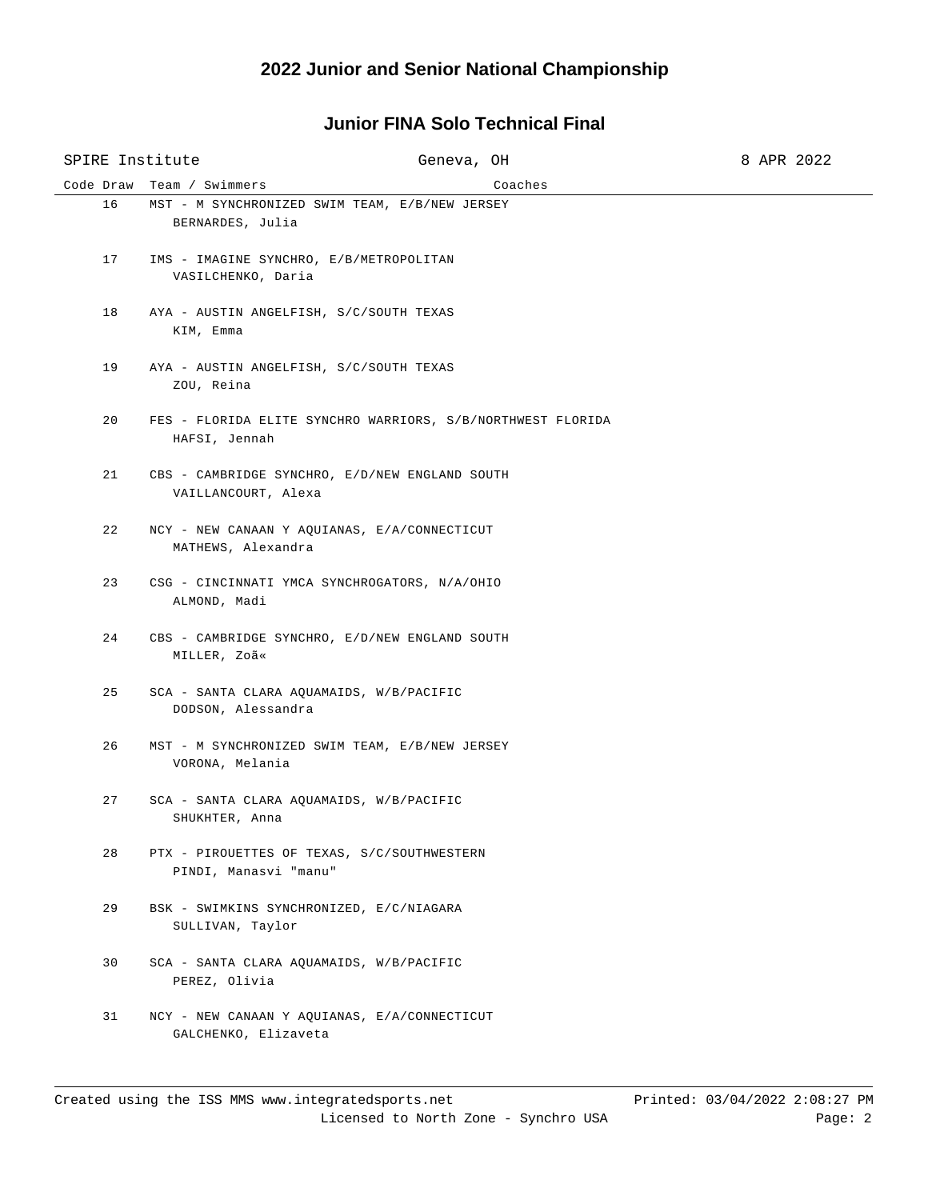# 2022 Junior and Senior National Championship

## Junior FINA Solo Technical Final

SPIRE Institute — Geneva, OH — 8 APR 2022

| Code | Draw | Team / Swimmers | Coaches |
|---|---|---|---|
| | 16 | MST - M SYNCHRONIZED SWIM TEAM, E/B/NEW JERSEY<br>BERNARDES, Julia | |
| | 17 | IMS - IMAGINE SYNCHRO, E/B/METROPOLITAN<br>VASILCHENKO, Daria | |
| | 18 | AYA - AUSTIN ANGELFISH, S/C/SOUTH TEXAS<br>KIM, Emma | |
| | 19 | AYA - AUSTIN ANGELFISH, S/C/SOUTH TEXAS<br>ZOU, Reina | |
| | 20 | FES - FLORIDA ELITE SYNCHRO WARRIORS, S/B/NORTHWEST FLORIDA<br>HAFSI, Jennah | |
| | 21 | CBS - CAMBRIDGE SYNCHRO, E/D/NEW ENGLAND SOUTH<br>VAILLANCOURT, Alexa | |
| | 22 | NCY - NEW CANAAN Y AQUIANAS, E/A/CONNECTICUT<br>MATHEWS, Alexandra | |
| | 23 | CSG - CINCINNATI YMCA SYNCHROGATORS, N/A/OHIO<br>ALMOND, Madi | |
| | 24 | CBS - CAMBRIDGE SYNCHRO, E/D/NEW ENGLAND SOUTH<br>MILLER, Zoã« | |
| | 25 | SCA - SANTA CLARA AQUAMAIDS, W/B/PACIFIC<br>DODSON, Alessandra | |
| | 26 | MST - M SYNCHRONIZED SWIM TEAM, E/B/NEW JERSEY<br>VORONA, Melania | |
| | 27 | SCA - SANTA CLARA AQUAMAIDS, W/B/PACIFIC<br>SHUKHTER, Anna | |
| | 28 | PTX - PIROUETTES OF TEXAS, S/C/SOUTHWESTERN<br>PINDI, Manasvi "manu" | |
| | 29 | BSK - SWIMKINS SYNCHRONIZED, E/C/NIAGARA<br>SULLIVAN, Taylor | |
| | 30 | SCA - SANTA CLARA AQUAMAIDS, W/B/PACIFIC<br>PEREZ, Olivia | |
| | 31 | NCY - NEW CANAAN Y AQUIANAS, E/A/CONNECTICUT<br>GALCHENKO, Elizaveta | |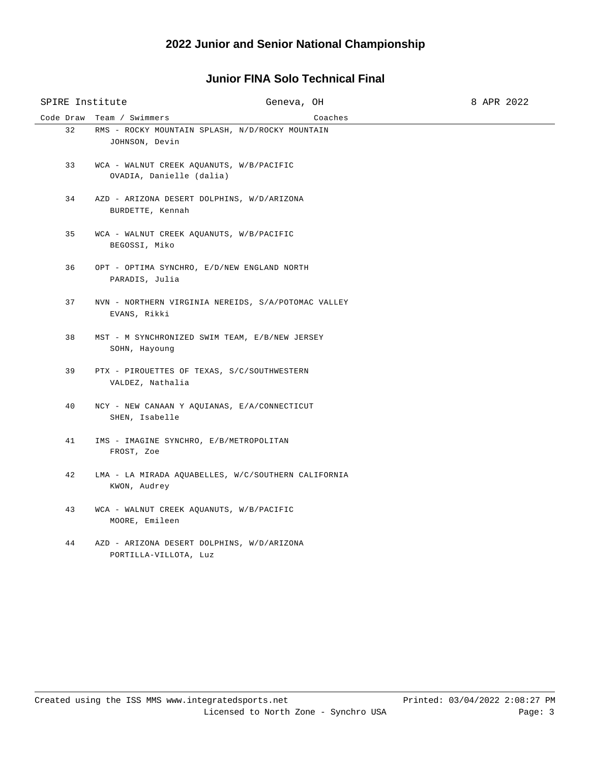## 2022 Junior and Senior National Championship

### Junior FINA Solo Technical Final

SPIRE Institute — Geneva, OH — 8 APR 2022

| Code Draw | Team / Swimmers | Coaches |
|---|---|---|
| 32 | RMS - ROCKY MOUNTAIN SPLASH, N/D/ROCKY MOUNTAIN<br>JOHNSON, Devin | |
| 33 | WCA - WALNUT CREEK AQUANUTS, W/B/PACIFIC<br>OVADIA, Danielle (dalia) | |
| 34 | AZD - ARIZONA DESERT DOLPHINS, W/D/ARIZONA<br>BURDETTE, Kennah | |
| 35 | WCA - WALNUT CREEK AQUANUTS, W/B/PACIFIC<br>BEGOSSI, Miko | |
| 36 | OPT - OPTIMA SYNCHRO, E/D/NEW ENGLAND NORTH<br>PARADIS, Julia | |
| 37 | NVN - NORTHERN VIRGINIA NEREIDS, S/A/POTOMAC VALLEY<br>EVANS, Rikki | |
| 38 | MST - M SYNCHRONIZED SWIM TEAM, E/B/NEW JERSEY<br>SOHN, Hayoung | |
| 39 | PTX - PIROUETTES OF TEXAS, S/C/SOUTHWESTERN<br>VALDEZ, Nathalia | |
| 40 | NCY - NEW CANAAN Y AQUIANAS, E/A/CONNECTICUT<br>SHEN, Isabelle | |
| 41 | IMS - IMAGINE SYNCHRO, E/B/METROPOLITAN<br>FROST, Zoe | |
| 42 | LMA - LA MIRADA AQUABELLES, W/C/SOUTHERN CALIFORNIA<br>KWON, Audrey | |
| 43 | WCA - WALNUT CREEK AQUANUTS, W/B/PACIFIC<br>MOORE, Emileen | |
| 44 | AZD - ARIZONA DESERT DOLPHINS, W/D/ARIZONA<br>PORTILLA-VILLOTA, Luz | |

Created using the ISS MMS www.integratedsports.net — Printed: 03/04/2022 2:08:27 PM

Licensed to North Zone - Synchro USA